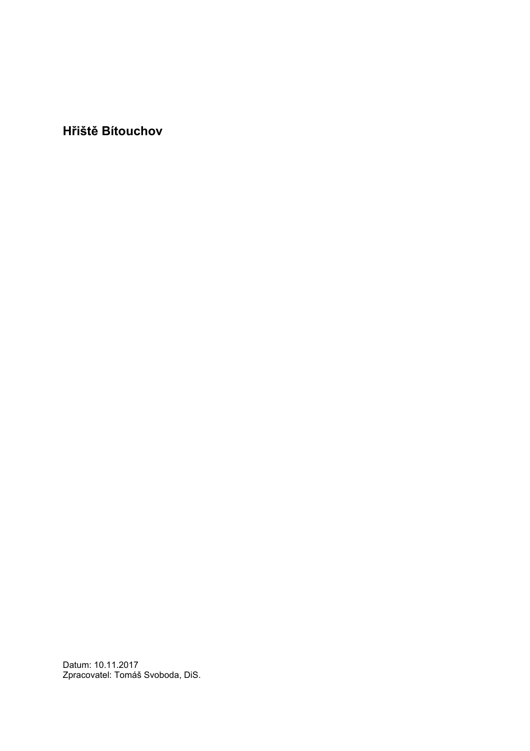# Hřiště Bítouchov

Datum: 10.11.2017
Zpracovatel: Tomáš Svoboda, DiS.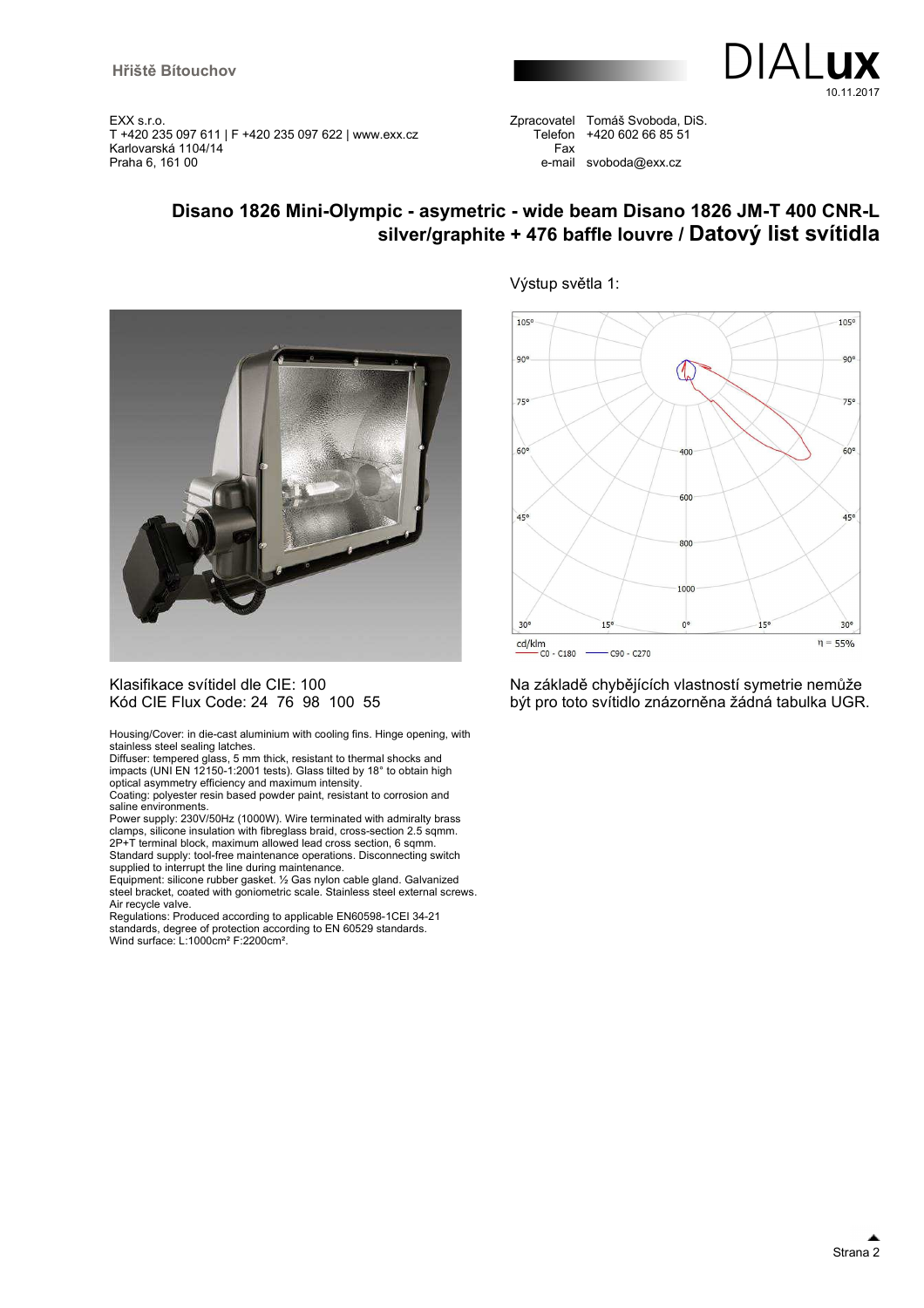EXX s.r.o.
T +420 235 097 611 | F +420 235 097 622 | www.exx.cz
Karlovarská 1104/14
Praha 6, 161 00

Zpracovatel Tomáš Svoboda, DiS.
Telefon +420 602 66 85 51
Fax
e-mail svoboda@exx.cz

## Disano 1826 Mini-Olympic - asymetric - wide beam Disano 1826 JM-T 400 CNR-L silver/graphite + 476 baffle louvre / Datový list svítidla

Výstup světla 1:

Klasifikace svítidel dle CIE: 100
Kód CIE Flux Code: 24 76 98 100 55

Na základě chybějících vlastností symetrie nemůže být pro toto svítidlo znázorněna žádná tabulka UGR.

Housing/Cover: in die-cast aluminium with cooling fins. Hinge opening, with stainless steel sealing latches.
Diffuser: tempered glass, 5 mm thick, resistant to thermal shocks and impacts (UNI EN 12150-1:2001 tests). Glass tilted by 18° to obtain high optical asymmetry efficiency and maximum intensity.
Coating: polyester resin based powder paint, resistant to corrosion and saline environments.
Power supply: 230V/50Hz (1000W). Wire terminated with admiralty brass clamps, silicone insulation with fibreglass braid, cross-section 2.5 sqmm. 2P+T terminal block, maximum allowed lead cross section, 6 sqmm.
Standard supply: tool-free maintenance operations. Disconnecting switch supplied to interrupt the line during maintenance.
Equipment: silicone rubber gasket. ½ Gas nylon cable gland. Galvanized steel bracket, coated with goniometric scale. Stainless steel external screws. Air recycle valve.
Regulations: Produced according to applicable EN60598-1CEI 34-21 standards, degree of protection according to EN 60529 standards.
Wind surface: L:1000cm² F:2200cm².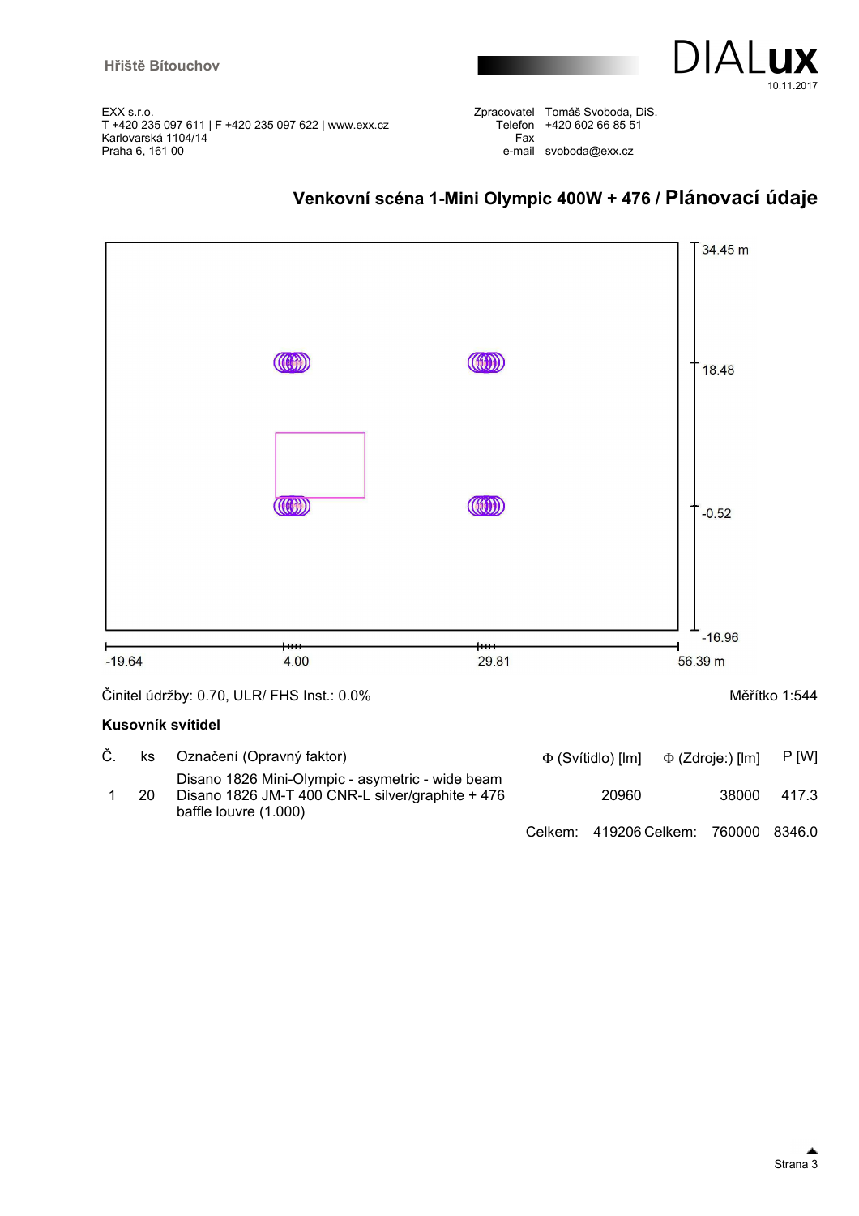Hřiště Bítouchov

EXX s.r.o.
T +420 235 097 611 | F +420 235 097 622 | www.exx.cz
Karlovarská 1104/14
Praha 6, 161 00

Zpracovatel Tomáš Svoboda, DiS.
Telefon +420 602 66 85 51
Fax
e-mail svoboda@exx.cz

10.11.2017

## Venkovní scéna 1-Mini Olympic 400W + 476 / Plánovací údaje

34.45 m
18.48
-0.52
-16.96

-19.64 4.00 29.81 56.39 m

Činitel údržby: 0.70, ULR/ FHS Inst.: 0.0%

Měřítko 1:544

### Kusovník svítidel

| Č. | ks | Označení (Opravný faktor) | Φ (Svítidlo) [lm] | Φ (Zdroje:) [lm] | P [W] |
|---|---|---|---|---|---|
| 1 | 20 | Disano 1826 Mini-Olympic - asymetric - wide beam Disano 1826 JM-T 400 CNR-L silver/graphite + 476 baffle louvre (1.000) | 20960 | 38000 | 417.3 |
| | | | Celkem: 419206 | Celkem: 760000 | 8346.0 |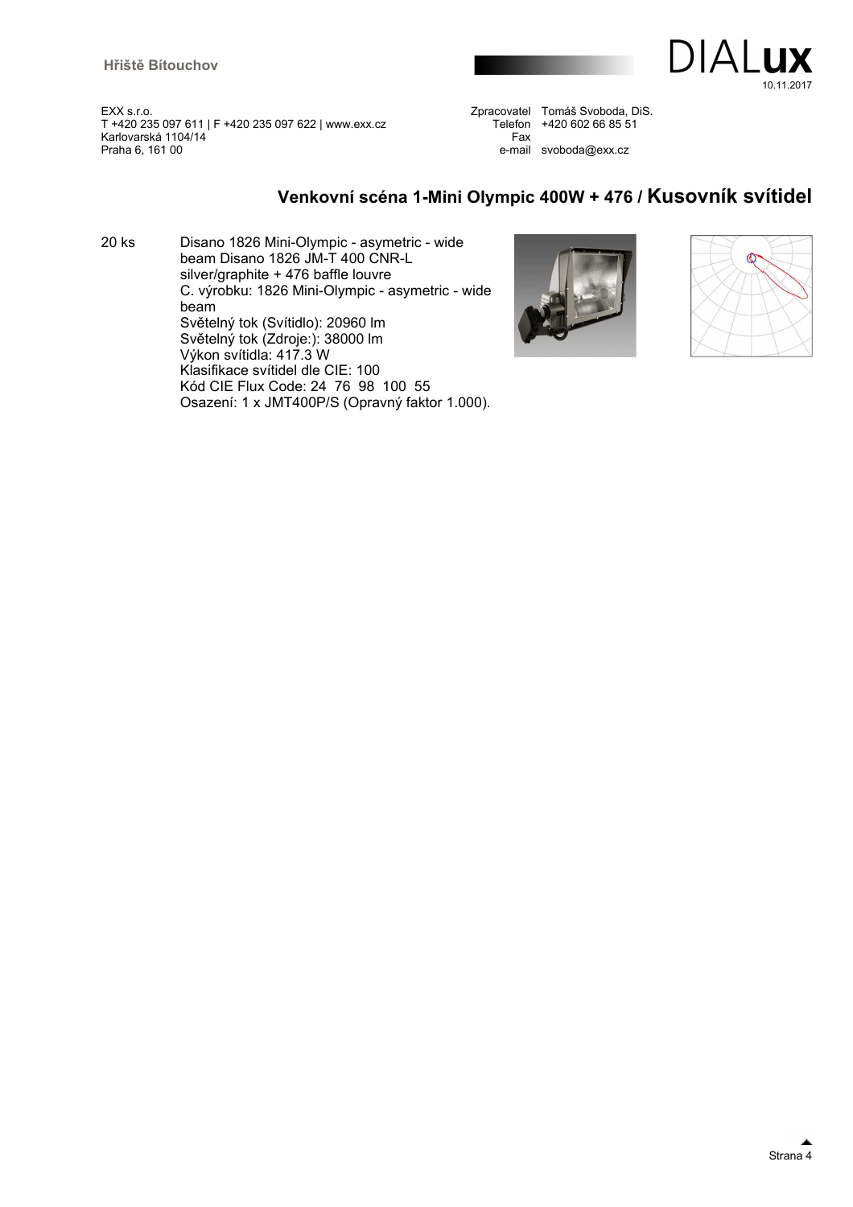EXX s.r.o.
T +420 235 097 611 | F +420 235 097 622 | www.exx.cz
Karlovarská 1104/14
Praha 6, 161 00

Zpracovatel Tomáš Svoboda, DiS.
Telefon +420 602 66 85 51
Fax
e-mail svoboda@exx.cz

## Venkovní scéna 1-Mini Olympic 400W + 476 / Kusovník svítidel

20 ks

Disano 1826 Mini-Olympic - asymetric - wide beam Disano 1826 JM-T 400 CNR-L silver/graphite + 476 baffle louvre
C. výrobku: 1826 Mini-Olympic - asymetric - wide beam
Světelný tok (Svítidlo): 20960 lm
Světelný tok (Zdroje:): 38000 lm
Výkon svítidla: 417.3 W
Klasifikace svítidel dle CIE: 100
Kód CIE Flux Code: 24 76 98 100 55
Osazení: 1 x JMT400P/S (Opravný faktor 1.000).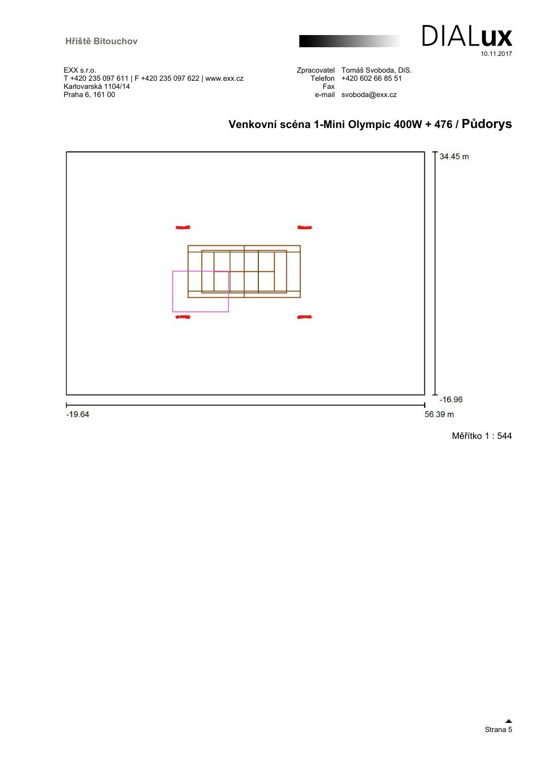EXX s.r.o.
T +420 235 097 611 | F +420 235 097 622 | www.exx.cz
Karlovarská 1104/14
Praha 6, 161 00

Zpracovatel Tomáš Svoboda, DiS.
Telefon +420 602 66 85 51
Fax
e-mail svoboda@exx.cz

## Venkovní scéna 1-Mini Olympic 400W + 476 / Půdorys

34.45 m

-16.96

-19.64

56.39 m

Měřítko 1 : 544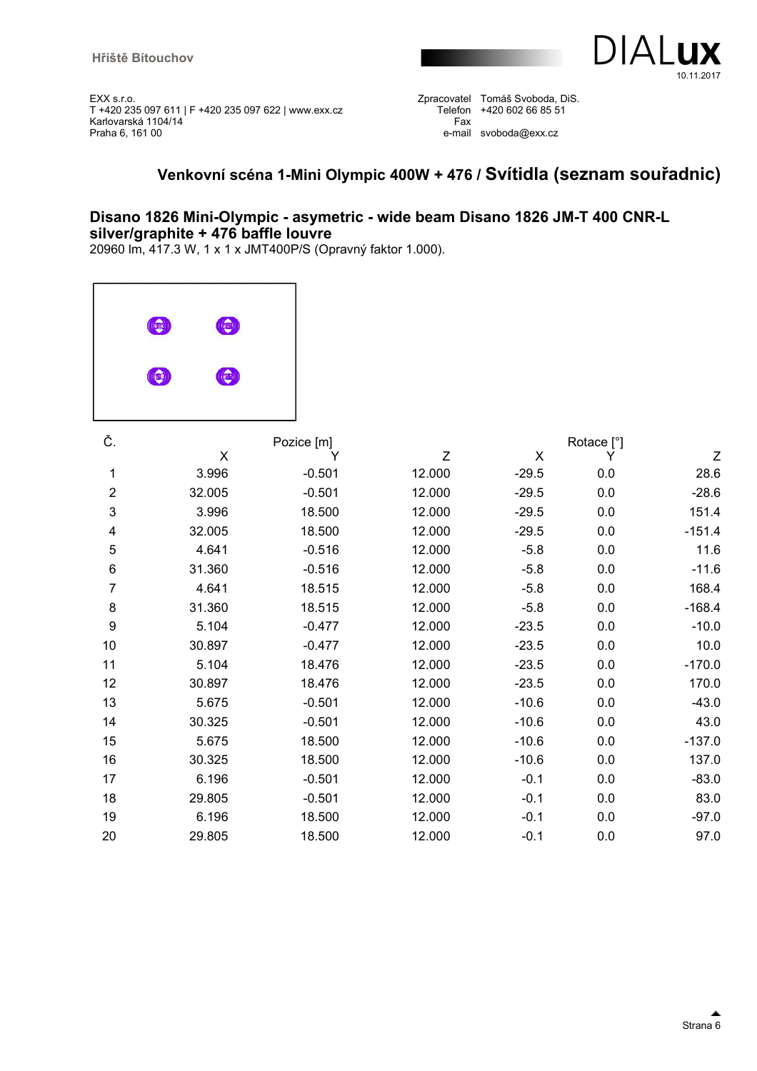Hřiště Bítouchov

EXX s.r.o.
T +420 235 097 611 | F +420 235 097 622 | www.exx.cz
Karlovarská 1104/14
Praha 6, 161 00

Zpracovatel Tomáš Svoboda, DiS.
Telefon +420 602 66 85 51
Fax
e-mail svoboda@exx.cz

## Venkovní scéna 1-Mini Olympic 400W + 476 / Svítidla (seznam souřadnic)

### Disano 1826 Mini-Olympic - asymetric - wide beam Disano 1826 JM-T 400 CNR-L silver/graphite + 476 baffle louvre

20960 lm, 417.3 W, 1 x 1 x JMT400P/S (Opravný faktor 1.000).

| Č. | Pozice [m] | | | Rotace [°] | | |
|---|---|---|---|---|---|---|
| | X | Y | Z | X | Y | Z |
| 1 | 3.996 | -0.501 | 12.000 | -29.5 | 0.0 | 28.6 |
| 2 | 32.005 | -0.501 | 12.000 | -29.5 | 0.0 | -28.6 |
| 3 | 3.996 | 18.500 | 12.000 | -29.5 | 0.0 | 151.4 |
| 4 | 32.005 | 18.500 | 12.000 | -29.5 | 0.0 | -151.4 |
| 5 | 4.641 | -0.516 | 12.000 | -5.8 | 0.0 | 11.6 |
| 6 | 31.360 | -0.516 | 12.000 | -5.8 | 0.0 | -11.6 |
| 7 | 4.641 | 18.515 | 12.000 | -5.8 | 0.0 | 168.4 |
| 8 | 31.360 | 18.515 | 12.000 | -5.8 | 0.0 | -168.4 |
| 9 | 5.104 | -0.477 | 12.000 | -23.5 | 0.0 | -10.0 |
| 10 | 30.897 | -0.477 | 12.000 | -23.5 | 0.0 | 10.0 |
| 11 | 5.104 | 18.476 | 12.000 | -23.5 | 0.0 | -170.0 |
| 12 | 30.897 | 18.476 | 12.000 | -23.5 | 0.0 | 170.0 |
| 13 | 5.675 | -0.501 | 12.000 | -10.6 | 0.0 | -43.0 |
| 14 | 30.325 | -0.501 | 12.000 | -10.6 | 0.0 | 43.0 |
| 15 | 5.675 | 18.500 | 12.000 | -10.6 | 0.0 | -137.0 |
| 16 | 30.325 | 18.500 | 12.000 | -10.6 | 0.0 | 137.0 |
| 17 | 6.196 | -0.501 | 12.000 | -0.1 | 0.0 | -83.0 |
| 18 | 29.805 | -0.501 | 12.000 | -0.1 | 0.0 | 83.0 |
| 19 | 6.196 | 18.500 | 12.000 | -0.1 | 0.0 | -97.0 |
| 20 | 29.805 | 18.500 | 12.000 | -0.1 | 0.0 | 97.0 |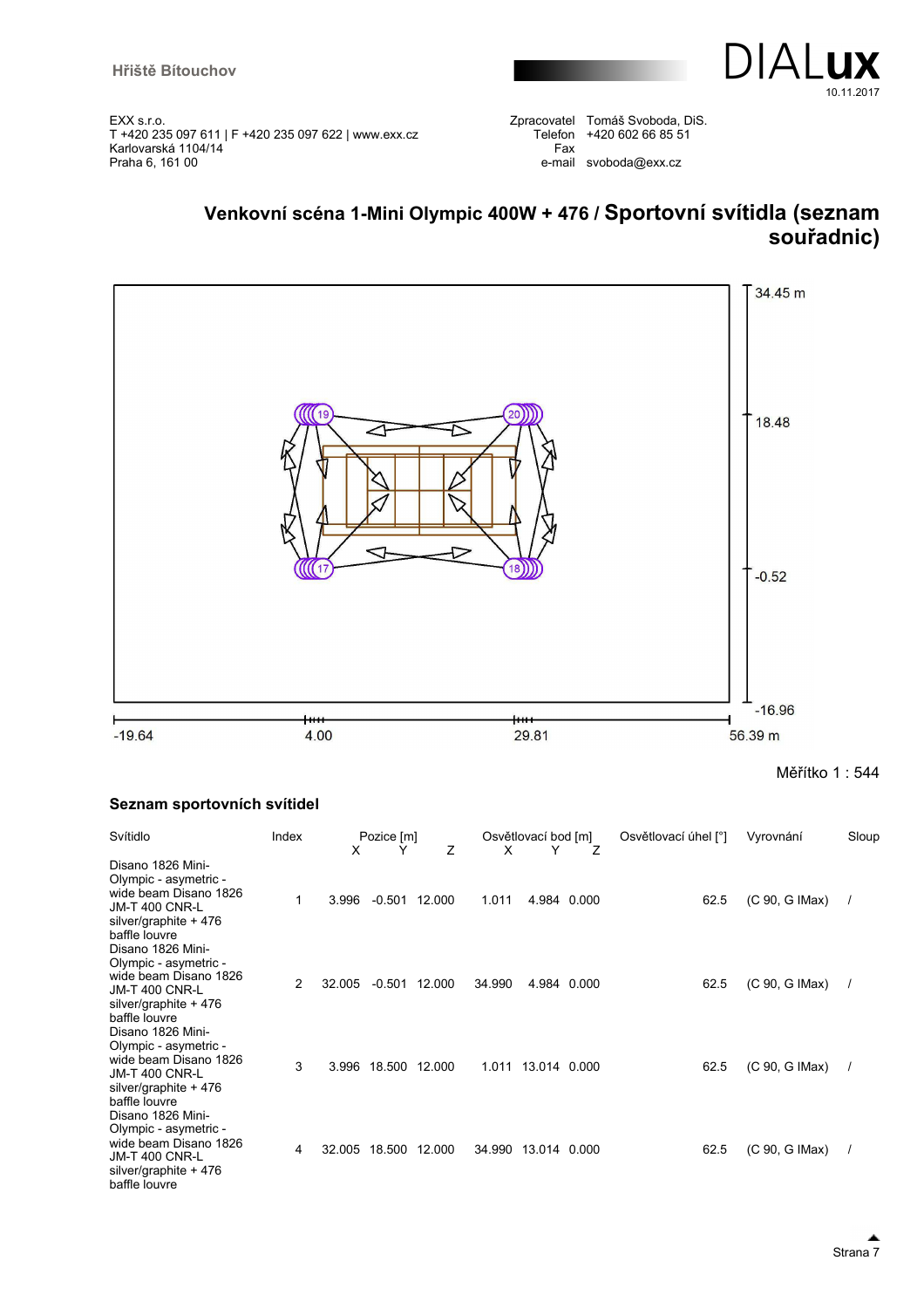EXX s.r.o.
T +420 235 097 611 | F +420 235 097 622 | www.exx.cz
Karlovarská 1104/14
Praha 6, 161 00

Zpracovatel Tomáš Svoboda, DiS.
Telefon +420 602 66 85 51
Fax
e-mail svoboda@exx.cz

## Venkovní scéna 1-Mini Olympic 400W + 476 / Sportovní svítidla (seznam souřadnic)

34.45 m
18.48
-0.52
-16.96

-19.64 4.00 29.81 56.39 m

Měřítko 1 : 544

### Seznam sportovních svítidel

| Svítidlo | Index | Pozice [m] X | Pozice [m] Y | Pozice [m] Z | Osvětlovací bod [m] X | Osvětlovací bod [m] Y | Osvětlovací bod [m] Z | Osvětlovací úhel [°] | Vyrovnání | Sloup |
|---|---|---|---|---|---|---|---|---|---|---|
| Disano 1826 Mini-Olympic - asymetric - wide beam Disano 1826 JM-T 400 CNR-L silver/graphite + 476 baffle louvre | 1 | 3.996 | -0.501 | 12.000 | 1.011 | 4.984 | 0.000 | 62.5 | (C 90, G IMax) | / |
| Disano 1826 Mini-Olympic - asymetric - wide beam Disano 1826 JM-T 400 CNR-L silver/graphite + 476 baffle louvre | 2 | 32.005 | -0.501 | 12.000 | 34.990 | 4.984 | 0.000 | 62.5 | (C 90, G IMax) | / |
| Disano 1826 Mini-Olympic - asymetric - wide beam Disano 1826 JM-T 400 CNR-L silver/graphite + 476 baffle louvre | 3 | 3.996 | 18.500 | 12.000 | 1.011 | 13.014 | 0.000 | 62.5 | (C 90, G IMax) | / |
| Disano 1826 Mini-Olympic - asymetric - wide beam Disano 1826 JM-T 400 CNR-L silver/graphite + 476 baffle louvre | 4 | 32.005 | 18.500 | 12.000 | 34.990 | 13.014 | 0.000 | 62.5 | (C 90, G IMax) | / |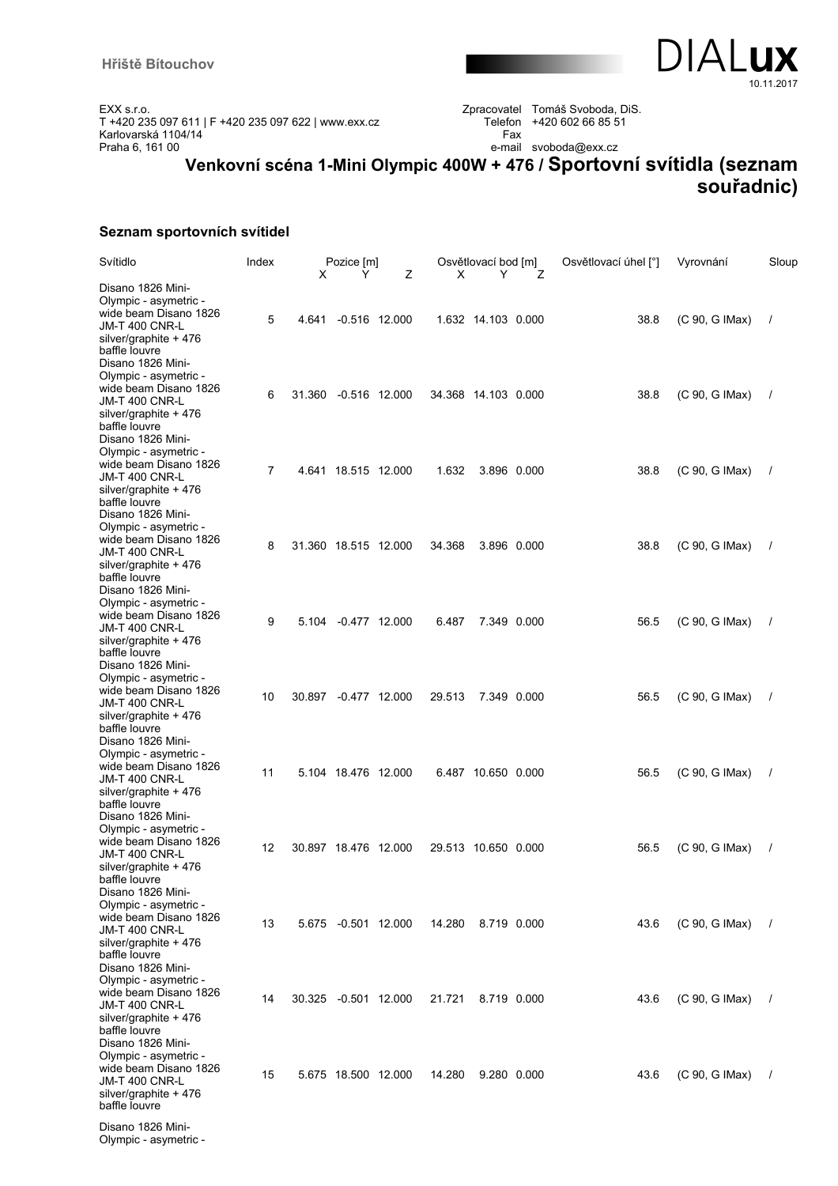EXX s.r.o.
T +420 235 097 611 | F +420 235 097 622 | www.exx.cz
Karlovarská 1104/14
Praha 6, 161 00

Zpracovatel Tomáš Svoboda, DiS.
Telefon +420 602 66 85 51
Fax
e-mail svoboda@exx.cz

## Venkovní scéna 1-Mini Olympic 400W + 476 / Sportovní svítidla (seznam souřadnic)

### Seznam sportovních svítidel

| Svítidlo | Index | Pozice [m] | | | Osvětlovací bod [m] | | | Osvětlovací úhel [°] | Vyrovnání | Sloup |
|---|---|---|---|---|---|---|---|---|---|---|
| | | X | Y | Z | X | Y | Z | | | |
| Disano 1826 Mini-Olympic - asymetric - wide beam Disano 1826 JM-T 400 CNR-L silver/graphite + 476 baffle louvre | 5 | 4.641 | -0.516 | 12.000 | 1.632 | 14.103 | 0.000 | 38.8 | (C 90, G IMax) | / |
| Disano 1826 Mini-Olympic - asymetric - wide beam Disano 1826 JM-T 400 CNR-L silver/graphite + 476 baffle louvre | 6 | 31.360 | -0.516 | 12.000 | 34.368 | 14.103 | 0.000 | 38.8 | (C 90, G IMax) | / |
| Disano 1826 Mini-Olympic - asymetric - wide beam Disano 1826 JM-T 400 CNR-L silver/graphite + 476 baffle louvre | 7 | 4.641 | 18.515 | 12.000 | 1.632 | 3.896 | 0.000 | 38.8 | (C 90, G IMax) | / |
| Disano 1826 Mini-Olympic - asymetric - wide beam Disano 1826 JM-T 400 CNR-L silver/graphite + 476 baffle louvre | 8 | 31.360 | 18.515 | 12.000 | 34.368 | 3.896 | 0.000 | 38.8 | (C 90, G IMax) | / |
| Disano 1826 Mini-Olympic - asymetric - wide beam Disano 1826 JM-T 400 CNR-L silver/graphite + 476 baffle louvre | 9 | 5.104 | -0.477 | 12.000 | 6.487 | 7.349 | 0.000 | 56.5 | (C 90, G IMax) | / |
| Disano 1826 Mini-Olympic - asymetric - wide beam Disano 1826 JM-T 400 CNR-L silver/graphite + 476 baffle louvre | 10 | 30.897 | -0.477 | 12.000 | 29.513 | 7.349 | 0.000 | 56.5 | (C 90, G IMax) | / |
| Disano 1826 Mini-Olympic - asymetric - wide beam Disano 1826 JM-T 400 CNR-L silver/graphite + 476 baffle louvre | 11 | 5.104 | 18.476 | 12.000 | 6.487 | 10.650 | 0.000 | 56.5 | (C 90, G IMax) | / |
| Disano 1826 Mini-Olympic - asymetric - wide beam Disano 1826 JM-T 400 CNR-L silver/graphite + 476 baffle louvre | 12 | 30.897 | 18.476 | 12.000 | 29.513 | 10.650 | 0.000 | 56.5 | (C 90, G IMax) | / |
| Disano 1826 Mini-Olympic - asymetric - wide beam Disano 1826 JM-T 400 CNR-L silver/graphite + 476 baffle louvre | 13 | 5.675 | -0.501 | 12.000 | 14.280 | 8.719 | 0.000 | 43.6 | (C 90, G IMax) | / |
| Disano 1826 Mini-Olympic - asymetric - wide beam Disano 1826 JM-T 400 CNR-L silver/graphite + 476 baffle louvre | 14 | 30.325 | -0.501 | 12.000 | 21.721 | 8.719 | 0.000 | 43.6 | (C 90, G IMax) | / |
| Disano 1826 Mini-Olympic - asymetric - wide beam Disano 1826 JM-T 400 CNR-L silver/graphite + 476 baffle louvre | 15 | 5.675 | 18.500 | 12.000 | 14.280 | 9.280 | 0.000 | 43.6 | (C 90, G IMax) | / |
| Disano 1826 Mini-Olympic - asymetric - | | | | | | | | | | |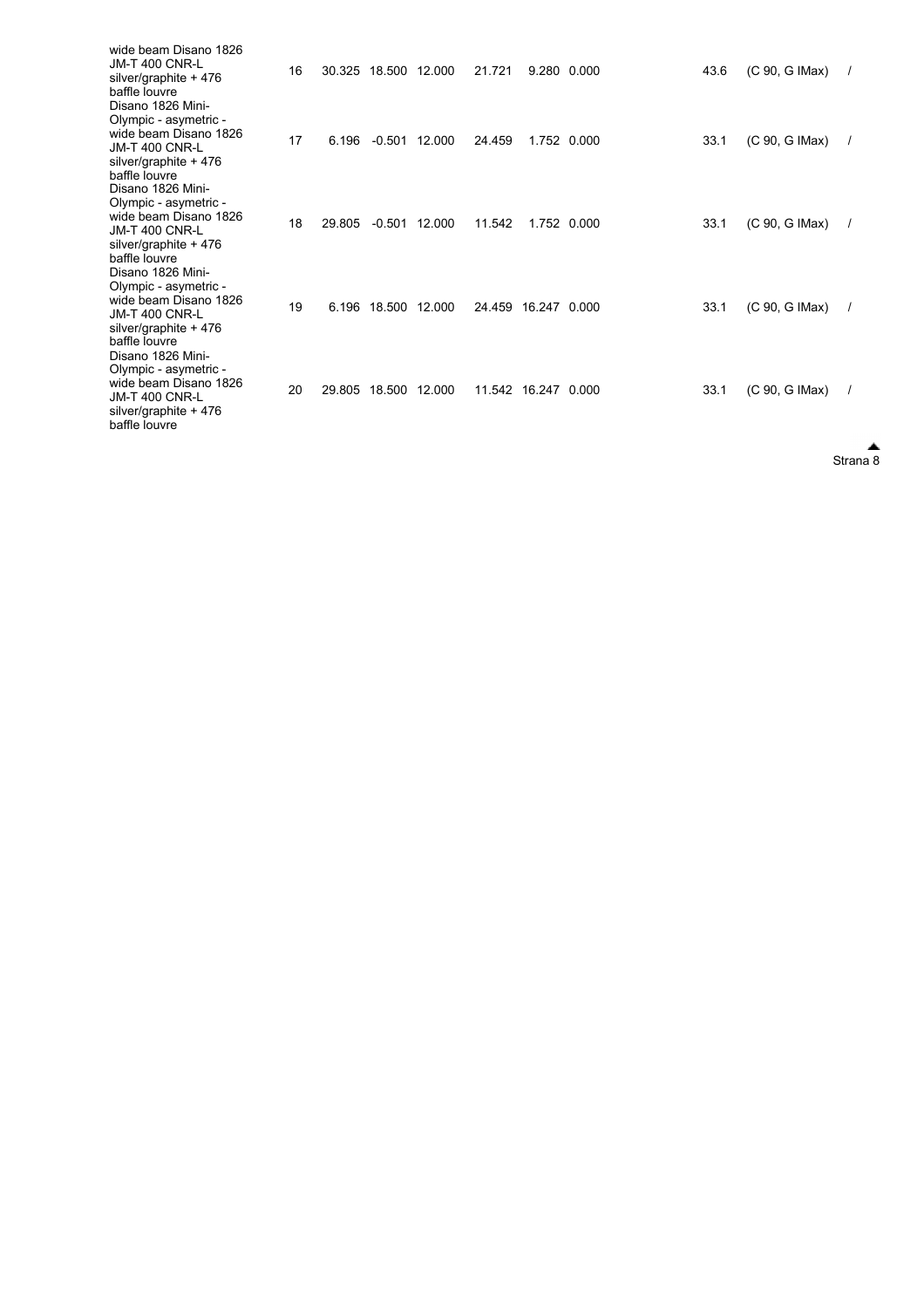| | | | | | | | | | | | |
|---|---|---|---|---|---|---|---|---|---|---|---|
| wide beam Disano 1826 JM-T 400 CNR-L silver/graphite + 476 baffle louvre | 16 | 30.325 | 18.500 | 12.000 | 21.721 | 9.280 | 0.000 | | 43.6 | (C 90, G IMax) | / |
| Disano 1826 Mini-Olympic - asymetric - wide beam Disano 1826 JM-T 400 CNR-L silver/graphite + 476 baffle louvre | 17 | 6.196 | -0.501 | 12.000 | 24.459 | 1.752 | 0.000 | | 33.1 | (C 90, G IMax) | / |
| Disano 1826 Mini-Olympic - asymetric - wide beam Disano 1826 JM-T 400 CNR-L silver/graphite + 476 baffle louvre | 18 | 29.805 | -0.501 | 12.000 | 11.542 | 1.752 | 0.000 | | 33.1 | (C 90, G IMax) | / |
| Disano 1826 Mini-Olympic - asymetric - wide beam Disano 1826 JM-T 400 CNR-L silver/graphite + 476 baffle louvre | 19 | 6.196 | 18.500 | 12.000 | 24.459 | 16.247 | 0.000 | | 33.1 | (C 90, G IMax) | / |
| Disano 1826 Mini-Olympic - asymetric - wide beam Disano 1826 JM-T 400 CNR-L silver/graphite + 476 baffle louvre | 20 | 29.805 | 18.500 | 12.000 | 11.542 | 16.247 | 0.000 | | 33.1 | (C 90, G IMax) | / |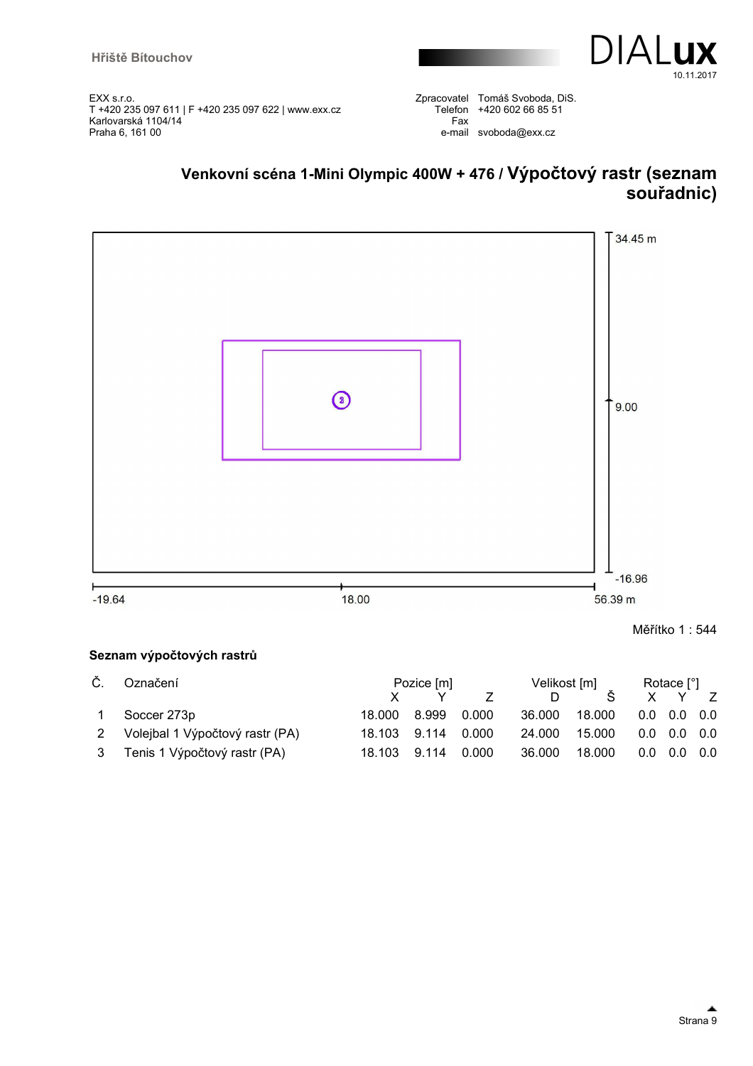EXX s.r.o.
T +420 235 097 611 | F +420 235 097 622 | www.exx.cz
Karlovarská 1104/14
Praha 6, 161 00

Zpracovatel Tomáš Svoboda, DiS.
Telefon +420 602 66 85 51
Fax
e-mail svoboda@exx.cz

## Venkovní scéna 1-Mini Olympic 400W + 476 / Výpočtový rastr (seznam souřadnic)

34.45 m

9.00

-16.96

-19.64 18.00 56.39 m

Měřítko 1 : 544

### Seznam výpočtových rastrů

| Č. | Označení | Pozice [m] | | | Velikost [m] | | Rotace [°] | | |
|---|---|---|---|---|---|---|---|---|---|
| | | X | Y | Z | D | Š | X | Y | Z |
| 1 | Soccer 273p | 18.000 | 8.999 | 0.000 | 36.000 | 18.000 | 0.0 | 0.0 | 0.0 |
| 2 | Volejbal 1 Výpočtový rastr (PA) | 18.103 | 9.114 | 0.000 | 24.000 | 15.000 | 0.0 | 0.0 | 0.0 |
| 3 | Tenis 1 Výpočtový rastr (PA) | 18.103 | 9.114 | 0.000 | 36.000 | 18.000 | 0.0 | 0.0 | 0.0 |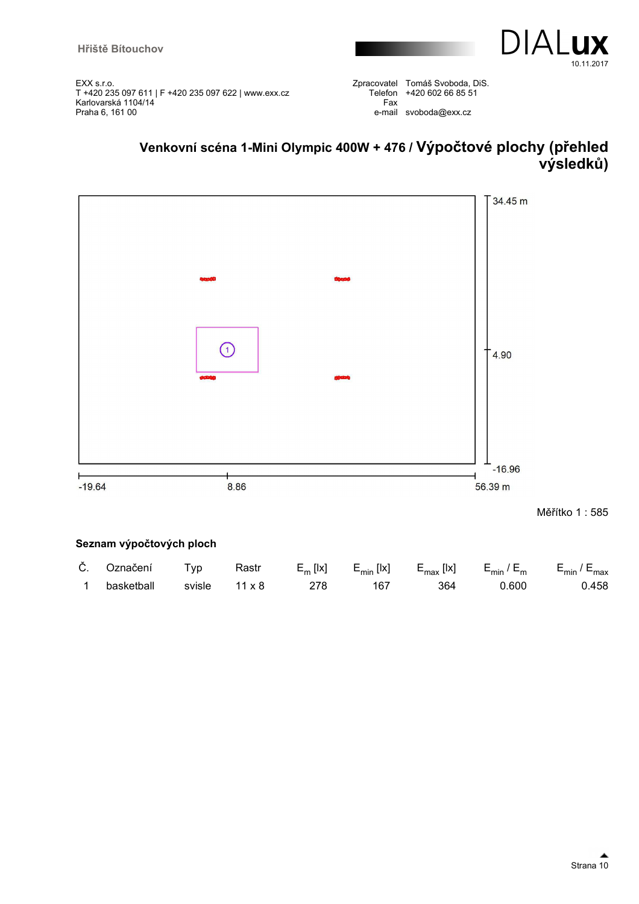EXX s.r.o.
T +420 235 097 611 | F +420 235 097 622 | www.exx.cz
Karlovarská 1104/14
Praha 6, 161 00

Zpracovatel Tomáš Svoboda, DiS.
Telefon +420 602 66 85 51
Fax
e-mail svoboda@exx.cz

## Venkovní scéna 1-Mini Olympic 400W + 476 / Výpočtové plochy (přehled výsledků)

34.45 m

4.90

-16.96

-19.64 8.86 56.39 m

Měřítko 1 : 585

### Seznam výpočtových ploch

| Č. | Označení | Typ | Rastr | $E_m$ [lx] | $E_{min}$ [lx] | $E_{max}$ [lx] | $E_{min}$ / $E_m$ | $E_{min}$ / $E_{max}$ |
|---|---|---|---|---|---|---|---|---|
| 1 | basketball | svisle | 11 x 8 | 278 | 167 | 364 | 0.600 | 0.458 |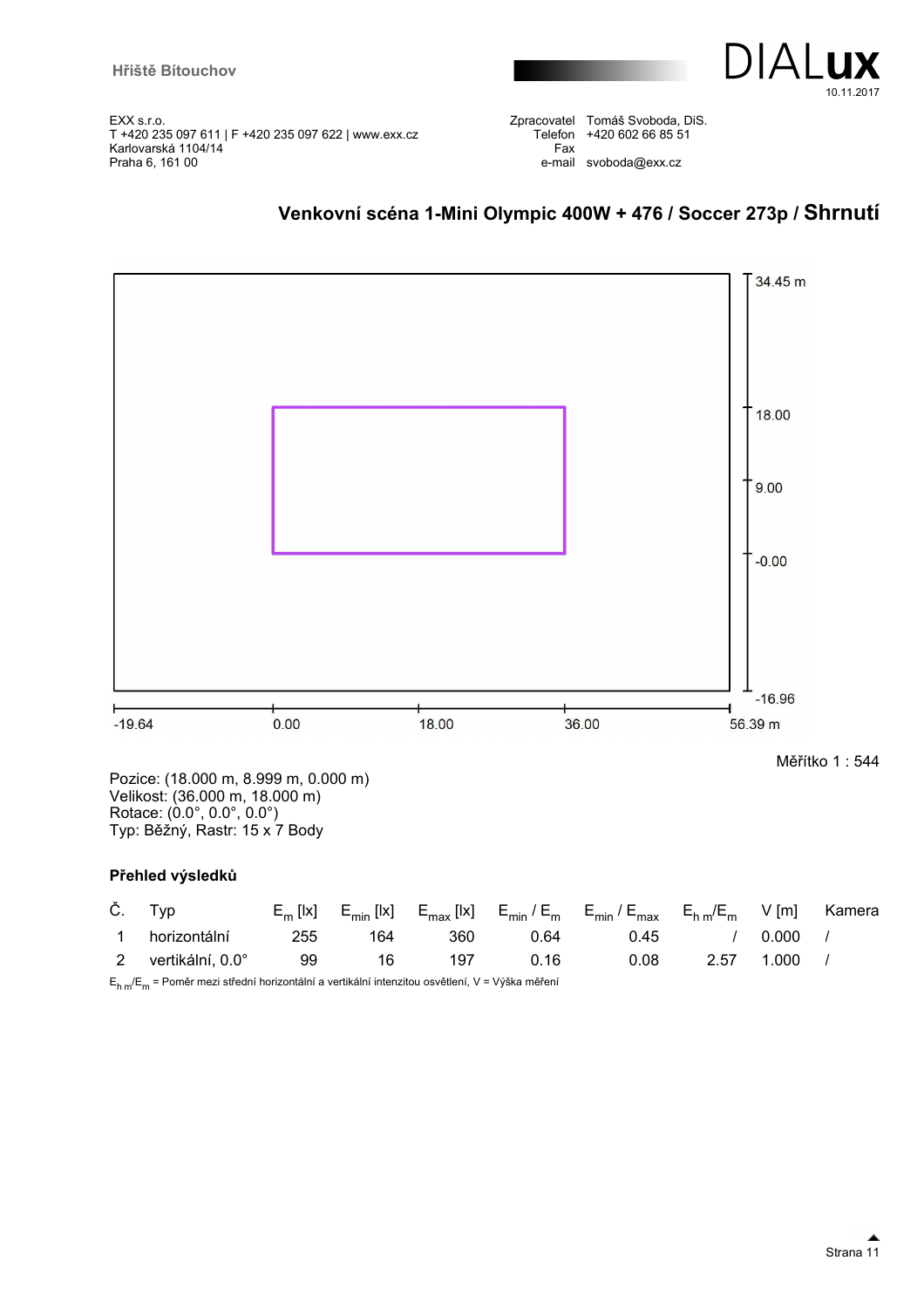EXX s.r.o.
T +420 235 097 611 | F +420 235 097 622 | www.exx.cz
Karlovarská 1104/14
Praha 6, 161 00

Zpracovatel Tomáš Svoboda, DiS.
Telefon +420 602 66 85 51
Fax
e-mail svoboda@exx.cz

## Venkovní scéna 1-Mini Olympic 400W + 476 / Soccer 273p / Shrnutí

34.45 m
18.00
9.00
-0.00
-16.96

-19.64 0.00 18.00 36.00 56.39 m

Měřítko 1 : 544

Pozice: (18.000 m, 8.999 m, 0.000 m)
Velikost: (36.000 m, 18.000 m)
Rotace: (0.0°, 0.0°, 0.0°)
Typ: Běžný, Rastr: 15 x 7 Body

### Přehled výsledků

| Č. | Typ | $E_m$ [lx] | $E_{min}$ [lx] | $E_{max}$ [lx] | $E_{min}$ / $E_m$ | $E_{min}$ / $E_{max}$ | $E_{h\,m}/E_m$ | V [m] | Kamera |
|---|---|---|---|---|---|---|---|---|---|
| 1 | horizontální | 255 | 164 | 360 | 0.64 | 0.45 | / | 0.000 | / |
| 2 | vertikální, 0.0° | 99 | 16 | 197 | 0.16 | 0.08 | 2.57 | 1.000 | / |

$E_{h\,m}/E_m$ = Poměr mezi střední horizontální a vertikální intenzitou osvětlení, V = Výška měření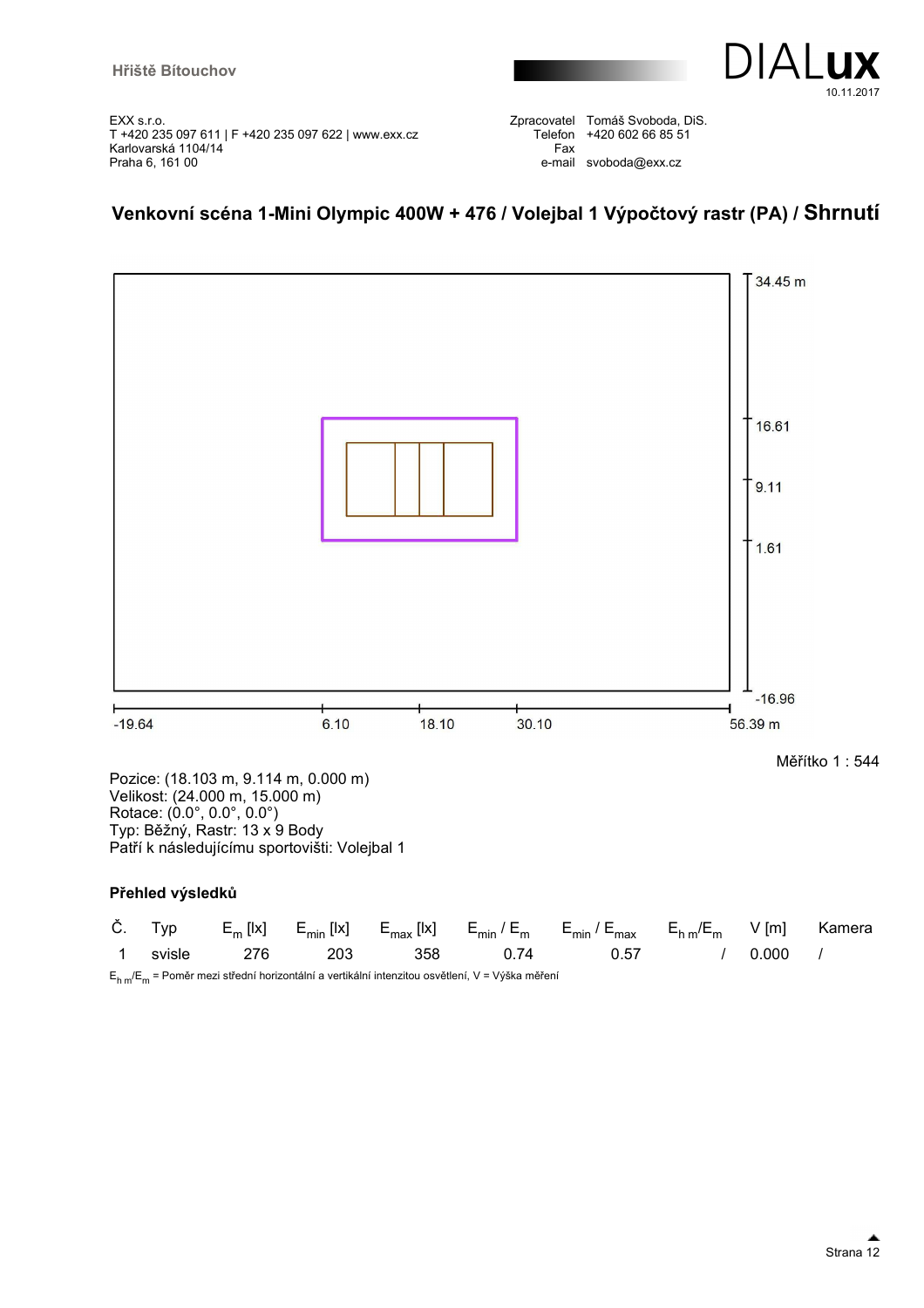EXX s.r.o.
T +420 235 097 611 | F +420 235 097 622 | www.exx.cz
Karlovarská 1104/14
Praha 6, 161 00

Zpracovatel Tomáš Svoboda, DiS.
Telefon +420 602 66 85 51
Fax
e-mail svoboda@exx.cz

## Venkovní scéna 1-Mini Olympic 400W + 476 / Volejbal 1 Výpočtový rastr (PA) / Shrnutí

34.45 m
16.61
9.11
1.61
-16.96

-19.64 6.10 18.10 30.10 56.39 m

Měřítko 1 : 544

Pozice: (18.103 m, 9.114 m, 0.000 m)
Velikost: (24.000 m, 15.000 m)
Rotace: (0.0°, 0.0°, 0.0°)
Typ: Běžný, Rastr: 13 x 9 Body
Patří k následujícímu sportovišti: Volejbal 1

### Přehled výsledků

| Č. | Typ | $E_m$ [lx] | $E_{min}$ [lx] | $E_{max}$ [lx] | $E_{min}$ / $E_m$ | $E_{min}$ / $E_{max}$ | $E_{h\,m}$/$E_m$ | V [m] | Kamera |
|---|---|---|---|---|---|---|---|---|---|
| 1 | svisle | 276 | 203 | 358 | 0.74 | 0.57 | / | 0.000 | / |

$E_{h\,m}$/$E_m$ = Poměr mezi střední horizontální a vertikální intenzitou osvětlení, V = Výška měření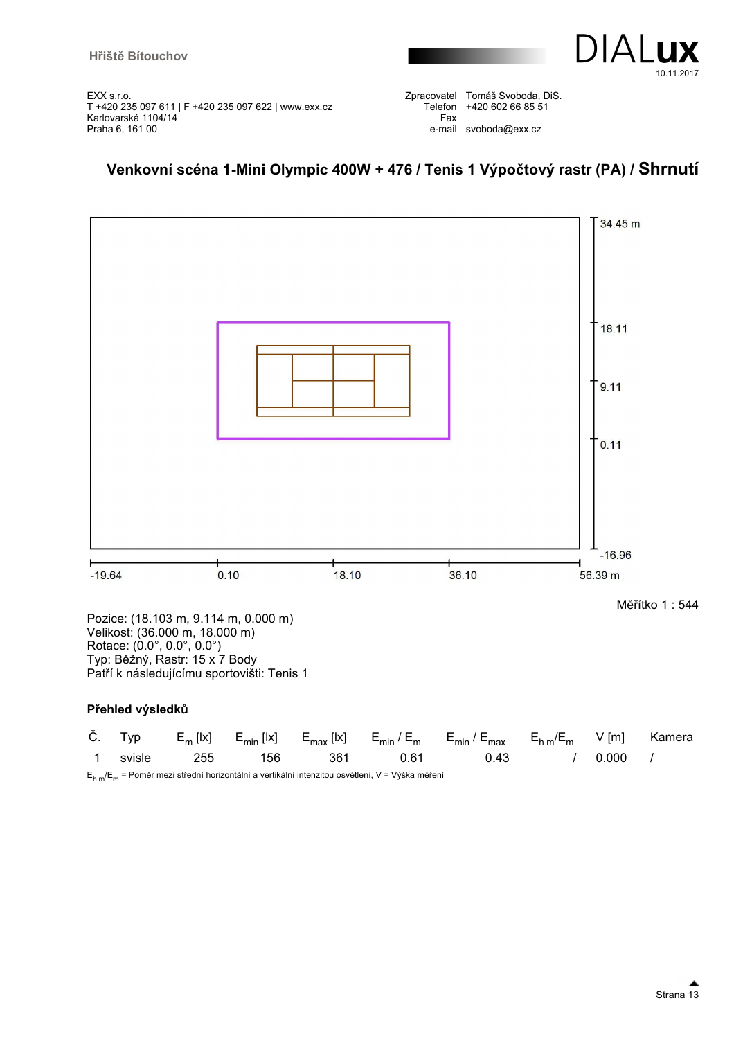Hřiště Bítouchov

10.11.2017

EXX s.r.o.
T +420 235 097 611 | F +420 235 097 622 | www.exx.cz
Karlovarská 1104/14
Praha 6, 161 00

Zpracovatel Tomáš Svoboda, DiS.
Telefon +420 602 66 85 51
Fax
e-mail svoboda@exx.cz

## Venkovní scéna 1-Mini Olympic 400W + 476 / Tenis 1 Výpočtový rastr (PA) / Shrnutí

34.45 m
18.11
9.11
0.11
-16.96

-19.64
0.10
18.10
36.10
56.39 m

Měřítko 1 : 544

Pozice: (18.103 m, 9.114 m, 0.000 m)
Velikost: (36.000 m, 18.000 m)
Rotace: (0.0°, 0.0°, 0.0°)
Typ: Běžný, Rastr: 15 x 7 Body
Patří k následujícímu sportovišti: Tenis 1

### Přehled výsledků

| Č. | Typ | $E_m$ [lx] | $E_{min}$ [lx] | $E_{max}$ [lx] | $E_{min}$ / $E_m$ | $E_{min}$ / $E_{max}$ | $E_{h\,m}/E_m$ | V [m] | Kamera |
|---|---|---|---|---|---|---|---|---|---|
| 1 | svisle | 255 | 156 | 361 | 0.61 | 0.43 | / | 0.000 | / |

$E_{h\,m}/E_m$ = Poměr mezi střední horizontální a vertikální intenzitou osvětlení, V = Výška měření